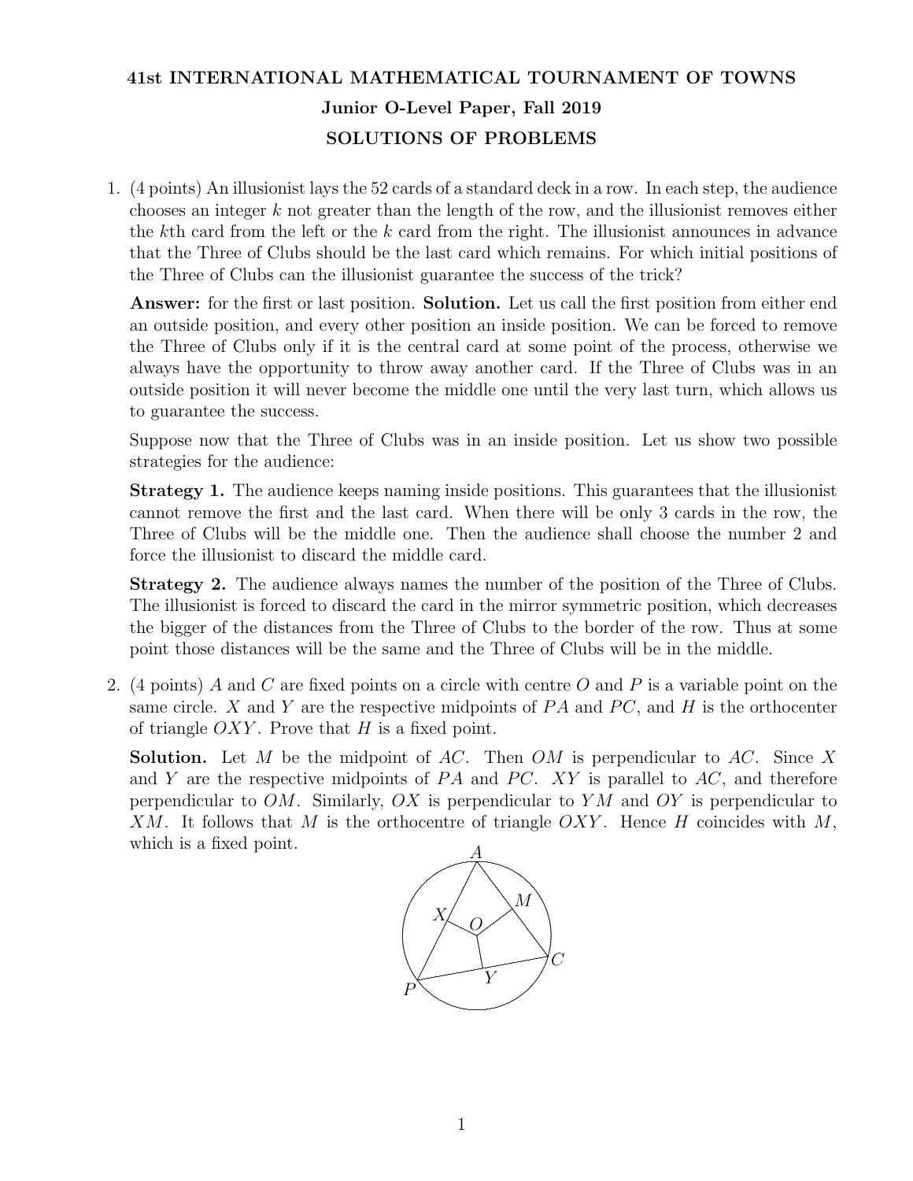**41st INTERNATIONAL MATHEMATICAL TOURNAMENT OF TOWNS**

**Junior O-Level Paper, Fall 2019**

**SOLUTIONS OF PROBLEMS**

1. (4 points) An illusionist lays the 52 cards of a standard deck in a row. In each step, the audience chooses an integer $k$ not greater than the length of the row, and the illusionist removes either the $k$th card from the left or the $k$ card from the right. The illusionist announces in advance that the Three of Clubs should be the last card which remains. For which initial positions of the Three of Clubs can the illusionist guarantee the success of the trick?

   **Answer:** for the first or last position. **Solution.** Let us call the first position from either end an outside position, and every other position an inside position. We can be forced to remove the Three of Clubs only if it is the central card at some point of the process, otherwise we always have the opportunity to throw away another card. If the Three of Clubs was in an outside position it will never become the middle one until the very last turn, which allows us to guarantee the success.

   Suppose now that the Three of Clubs was in an inside position. Let us show two possible strategies for the audience:

   **Strategy 1.** The audience keeps naming inside positions. This guarantees that the illusionist cannot remove the first and the last card. When there will be only 3 cards in the row, the Three of Clubs will be the middle one. Then the audience shall choose the number 2 and force the illusionist to discard the middle card.

   **Strategy 2.** The audience always names the number of the position of the Three of Clubs. The illusionist is forced to discard the card in the mirror symmetric position, which decreases the bigger of the distances from the Three of Clubs to the border of the row. Thus at some point those distances will be the same and the Three of Clubs will be in the middle.

2. (4 points) $A$ and $C$ are fixed points on a circle with centre $O$ and $P$ is a variable point on the same circle. $X$ and $Y$ are the respective midpoints of $PA$ and $PC$, and $H$ is the orthocenter of triangle $OXY$. Prove that $H$ is a fixed point.

   **Solution.** Let $M$ be the midpoint of $AC$. Then $OM$ is perpendicular to $AC$. Since $X$ and $Y$ are the respective midpoints of $PA$ and $PC$. $XY$ is parallel to $AC$, and therefore perpendicular to $OM$. Similarly, $OX$ is perpendicular to $YM$ and $OY$ is perpendicular to $XM$. It follows that $M$ is the orthocentre of triangle $OXY$. Hence $H$ coincides with $M$, which is a fixed point.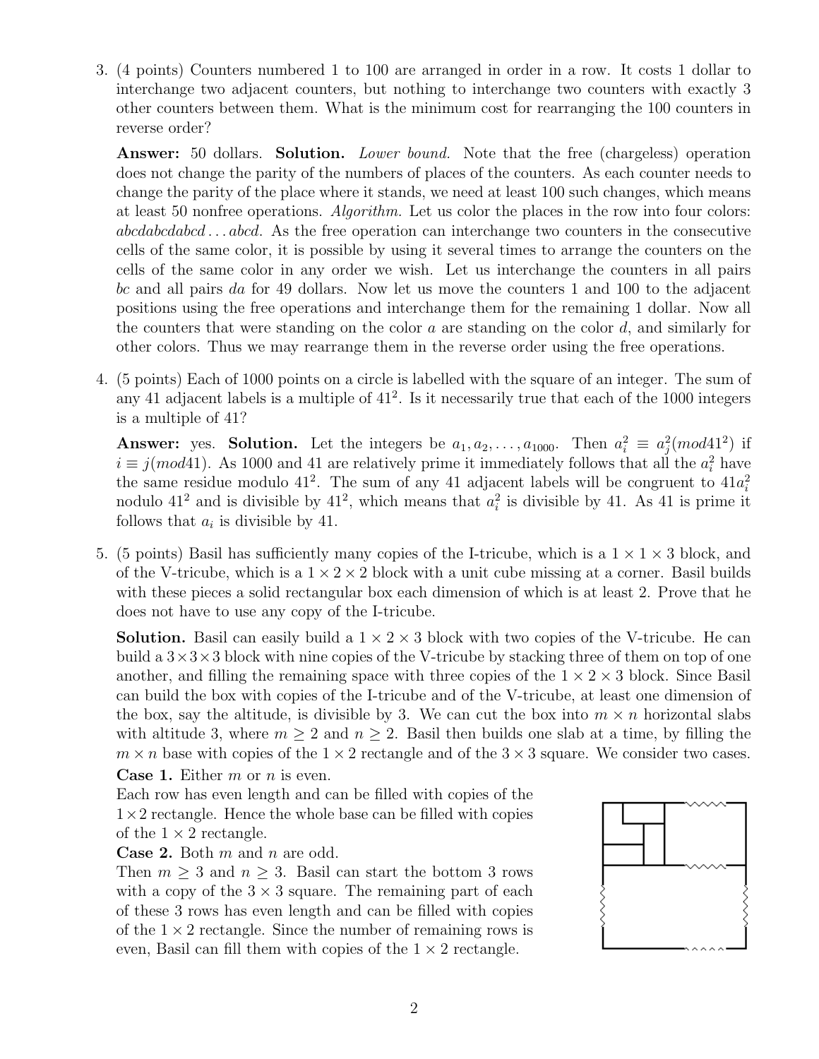3. (4 points) Counters numbered 1 to 100 are arranged in order in a row. It costs 1 dollar to interchange two adjacent counters, but nothing to interchange two counters with exactly 3 other counters between them. What is the minimum cost for rearranging the 100 counters in reverse order?

   **Answer:** 50 dollars. **Solution.** *Lower bound.* Note that the free (chargeless) operation does not change the parity of the numbers of places of the counters. As each counter needs to change the parity of the place where it stands, we need at least 100 such changes, which means at least 50 nonfree operations. *Algorithm.* Let us color the places in the row into four colors: *abcdabcdabcd* . . . *abcd*. As the free operation can interchange two counters in the consecutive cells of the same color, it is possible by using it several times to arrange the counters on the cells of the same color in any order we wish. Let us interchange the counters in all pairs *bc* and all pairs *da* for 49 dollars. Now let us move the counters 1 and 100 to the adjacent positions using the free operations and interchange them for the remaining 1 dollar. Now all the counters that were standing on the color *a* are standing on the color *d*, and similarly for other colors. Thus we may rearrange them in the reverse order using the free operations.

4. (5 points) Each of 1000 points on a circle is labelled with the square of an integer. The sum of any 41 adjacent labels is a multiple of $41^2$. Is it necessarily true that each of the 1000 integers is a multiple of 41?

   **Answer:** yes. **Solution.** Let the integers be $a_1, a_2, \ldots, a_{1000}$. Then $a_i^2 \equiv a_j^2 (mod 41^2)$ if $i \equiv j (mod 41)$. As 1000 and 41 are relatively prime it immediately follows that all the $a_i^2$ have the same residue modulo $41^2$. The sum of any 41 adjacent labels will be congruent to $41a_i^2$ nodulo $41^2$ and is divisible by $41^2$, which means that $a_i^2$ is divisible by 41. As 41 is prime it follows that $a_i$ is divisible by 41.

5. (5 points) Basil has sufficiently many copies of the I-tricube, which is a $1 \times 1 \times 3$ block, and of the V-tricube, which is a $1 \times 2 \times 2$ block with a unit cube missing at a corner. Basil builds with these pieces a solid rectangular box each dimension of which is at least 2. Prove that he does not have to use any copy of the I-tricube.

   **Solution.** Basil can easily build a $1 \times 2 \times 3$ block with two copies of the V-tricube. He can build a $3 \times 3 \times 3$ block with nine copies of the V-tricube by stacking three of them on top of one another, and filling the remaining space with three copies of the $1 \times 2 \times 3$ block. Since Basil can build the box with copies of the I-tricube and of the V-tricube, at least one dimension of the box, say the altitude, is divisible by 3. We can cut the box into $m \times n$ horizontal slabs with altitude 3, where $m \geq 2$ and $n \geq 2$. Basil then builds one slab at a time, by filling the $m \times n$ base with copies of the $1 \times 2$ rectangle and of the $3 \times 3$ square. We consider two cases.

   **Case 1.** Either $m$ or $n$ is even.
   Each row has even length and can be filled with copies of the $1 \times 2$ rectangle. Hence the whole base can be filled with copies of the $1 \times 2$ rectangle.

   **Case 2.** Both $m$ and $n$ are odd.
   Then $m \geq 3$ and $n \geq 3$. Basil can start the bottom 3 rows with a copy of the $3 \times 3$ square. The remaining part of each of these 3 rows has even length and can be filled with copies of the $1 \times 2$ rectangle. Since the number of remaining rows is even, Basil can fill them with copies of the $1 \times 2$ rectangle.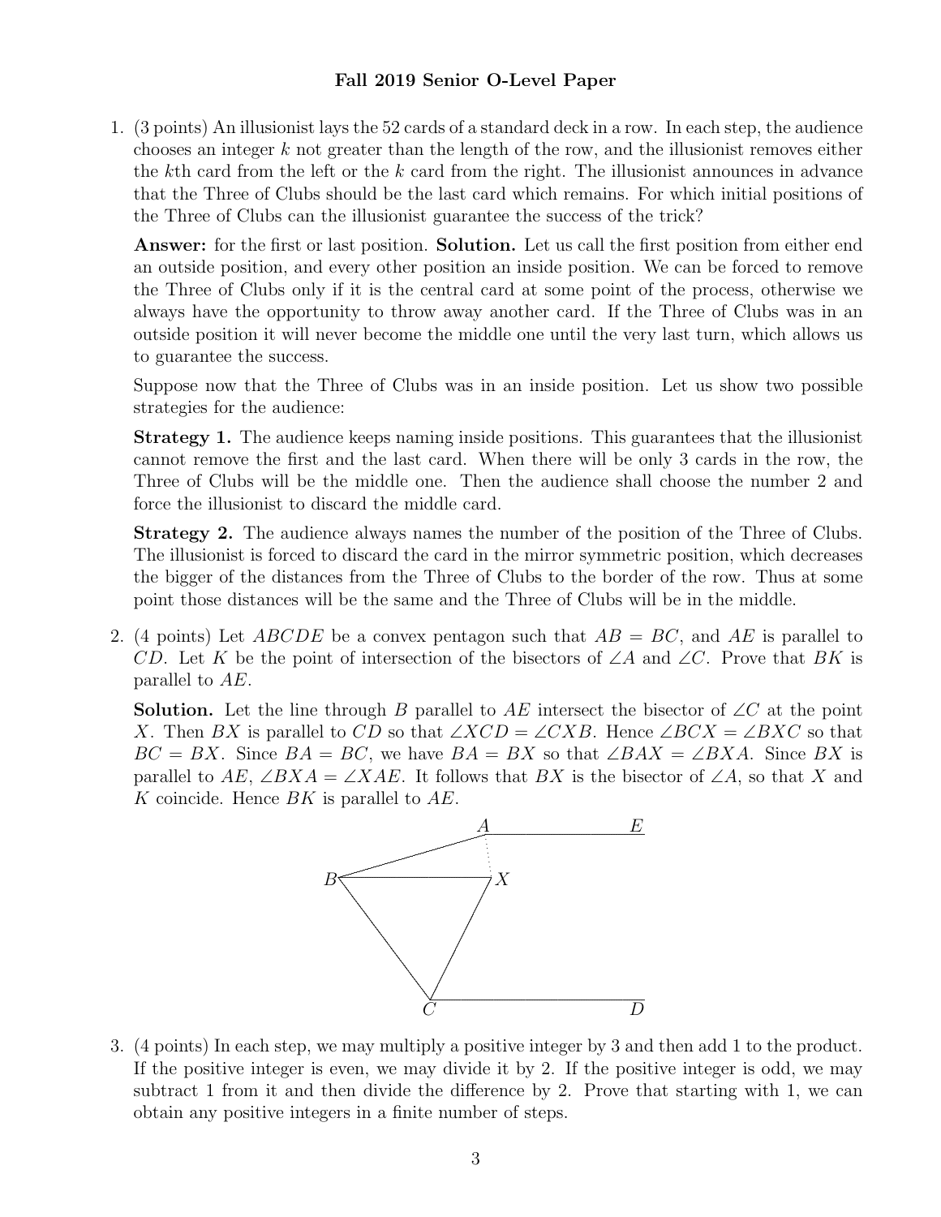**Fall 2019 Senior O-Level Paper**

1. (3 points) An illusionist lays the 52 cards of a standard deck in a row. In each step, the audience chooses an integer $k$ not greater than the length of the row, and the illusionist removes either the $k$th card from the left or the $k$ card from the right. The illusionist announces in advance that the Three of Clubs should be the last card which remains. For which initial positions of the Three of Clubs can the illusionist guarantee the success of the trick?

   **Answer:** for the first or last position. **Solution.** Let us call the first position from either end an outside position, and every other position an inside position. We can be forced to remove the Three of Clubs only if it is the central card at some point of the process, otherwise we always have the opportunity to throw away another card. If the Three of Clubs was in an outside position it will never become the middle one until the very last turn, which allows us to guarantee the success.

   Suppose now that the Three of Clubs was in an inside position. Let us show two possible strategies for the audience:

   **Strategy 1.** The audience keeps naming inside positions. This guarantees that the illusionist cannot remove the first and the last card. When there will be only 3 cards in the row, the Three of Clubs will be the middle one. Then the audience shall choose the number 2 and force the illusionist to discard the middle card.

   **Strategy 2.** The audience always names the number of the position of the Three of Clubs. The illusionist is forced to discard the card in the mirror symmetric position, which decreases the bigger of the distances from the Three of Clubs to the border of the row. Thus at some point those distances will be the same and the Three of Clubs will be in the middle.

2. (4 points) Let $ABCDE$ be a convex pentagon such that $AB = BC$, and $AE$ is parallel to $CD$. Let $K$ be the point of intersection of the bisectors of $\angle A$ and $\angle C$. Prove that $BK$ is parallel to $AE$.

   **Solution.** Let the line through $B$ parallel to $AE$ intersect the bisector of $\angle C$ at the point $X$. Then $BX$ is parallel to $CD$ so that $\angle XCD = \angle CXB$. Hence $\angle BCX = \angle BXC$ so that $BC = BX$. Since $BA = BC$, we have $BA = BX$ so that $\angle BAX = \angle BXA$. Since $BX$ is parallel to $AE$, $\angle BXA = \angle XAE$. It follows that $BX$ is the bisector of $\angle A$, so that $X$ and $K$ coincide. Hence $BK$ is parallel to $AE$.

3. (4 points) In each step, we may multiply a positive integer by 3 and then add 1 to the product. If the positive integer is even, we may divide it by 2. If the positive integer is odd, we may subtract 1 from it and then divide the difference by 2. Prove that starting with 1, we can obtain any positive integers in a finite number of steps.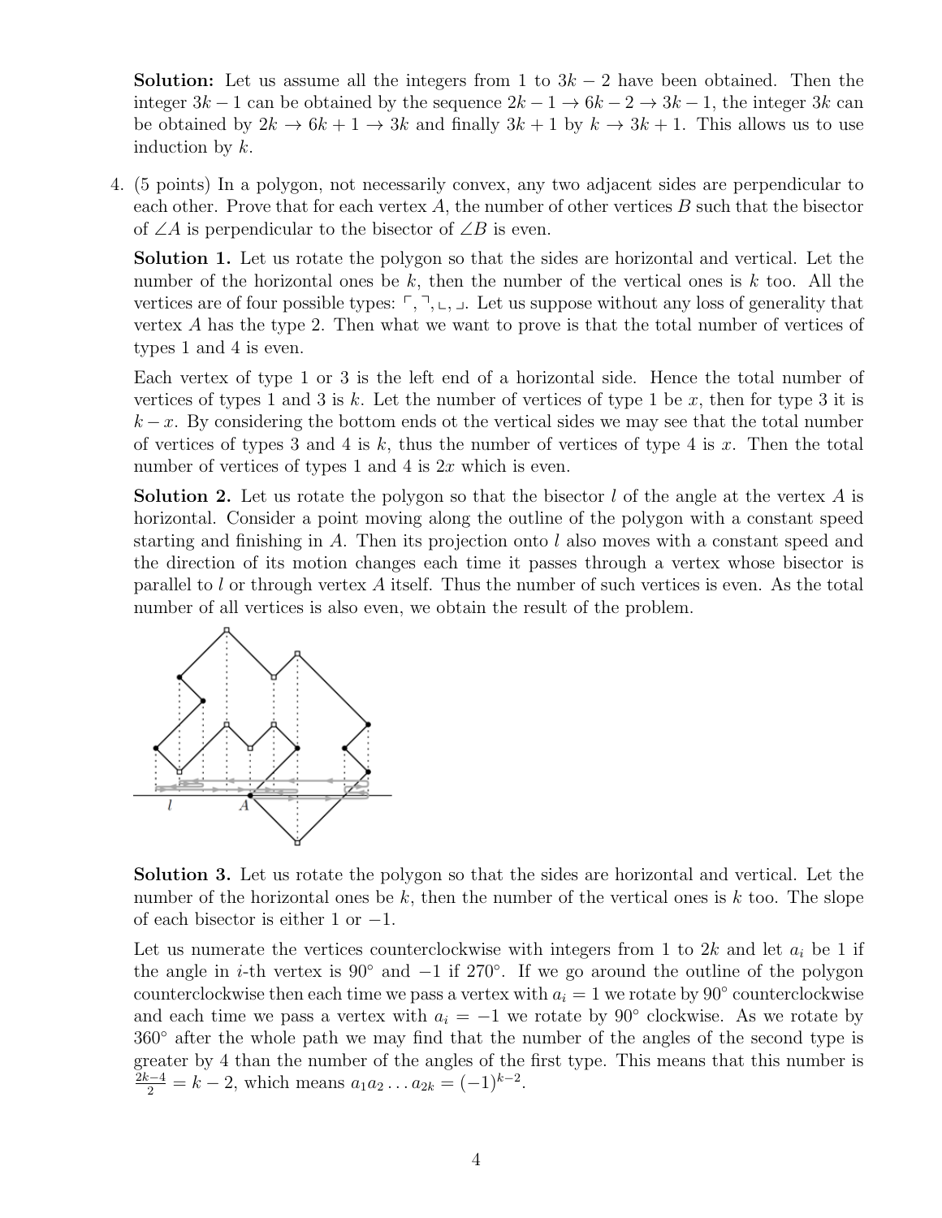**Solution:** Let us assume all the integers from 1 to $3k-2$ have been obtained. Then the integer $3k-1$ can be obtained by the sequence $2k-1 \to 6k-2 \to 3k-1$, the integer $3k$ can be obtained by $2k \to 6k+1 \to 3k$ and finally $3k+1$ by $k \to 3k+1$. This allows us to use induction by $k$.

4. (5 points) In a polygon, not necessarily convex, any two adjacent sides are perpendicular to each other. Prove that for each vertex $A$, the number of other vertices $B$ such that the bisector of $\angle A$ is perpendicular to the bisector of $\angle B$ is even.

**Solution 1.** Let us rotate the polygon so that the sides are horizontal and vertical. Let the number of the horizontal ones be $k$, then the number of the vertical ones is $k$ too. All the vertices are of four possible types: ⌜, ⌝, ⌞, ⌟. Let us suppose without any loss of generality that vertex $A$ has the type 2. Then what we want to prove is that the total number of vertices of types 1 and 4 is even.

Each vertex of type 1 or 3 is the left end of a horizontal side. Hence the total number of vertices of types 1 and 3 is $k$. Let the number of vertices of type 1 be $x$, then for type 3 it is $k-x$. By considering the bottom ends ot the vertical sides we may see that the total number of vertices of types 3 and 4 is $k$, thus the number of vertices of type 4 is $x$. Then the total number of vertices of types 1 and 4 is $2x$ which is even.

**Solution 2.** Let us rotate the polygon so that the bisector $l$ of the angle at the vertex $A$ is horizontal. Consider a point moving along the outline of the polygon with a constant speed starting and finishing in $A$. Then its projection onto $l$ also moves with a constant speed and the direction of its motion changes each time it passes through a vertex whose bisector is parallel to $l$ or through vertex $A$ itself. Thus the number of such vertices is even. As the total number of all vertices is also even, we obtain the result of the problem.

**Solution 3.** Let us rotate the polygon so that the sides are horizontal and vertical. Let the number of the horizontal ones be $k$, then the number of the vertical ones is $k$ too. The slope of each bisector is either 1 or $-1$.

Let us numerate the vertices counterclockwise with integers from 1 to $2k$ and let $a_i$ be 1 if the angle in $i$-th vertex is $90°$ and $-1$ if $270°$. If we go around the outline of the polygon counterclockwise then each time we pass a vertex with $a_i = 1$ we rotate by $90°$ counterclockwise and each time we pass a vertex with $a_i = -1$ we rotate by $90°$ clockwise. As we rotate by $360°$ after the whole path we may find that the number of the angles of the second type is greater by 4 than the number of the angles of the first type. This means that this number is $\frac{2k-4}{2} = k-2$, which means $a_1 a_2 \dots a_{2k} = (-1)^{k-2}$.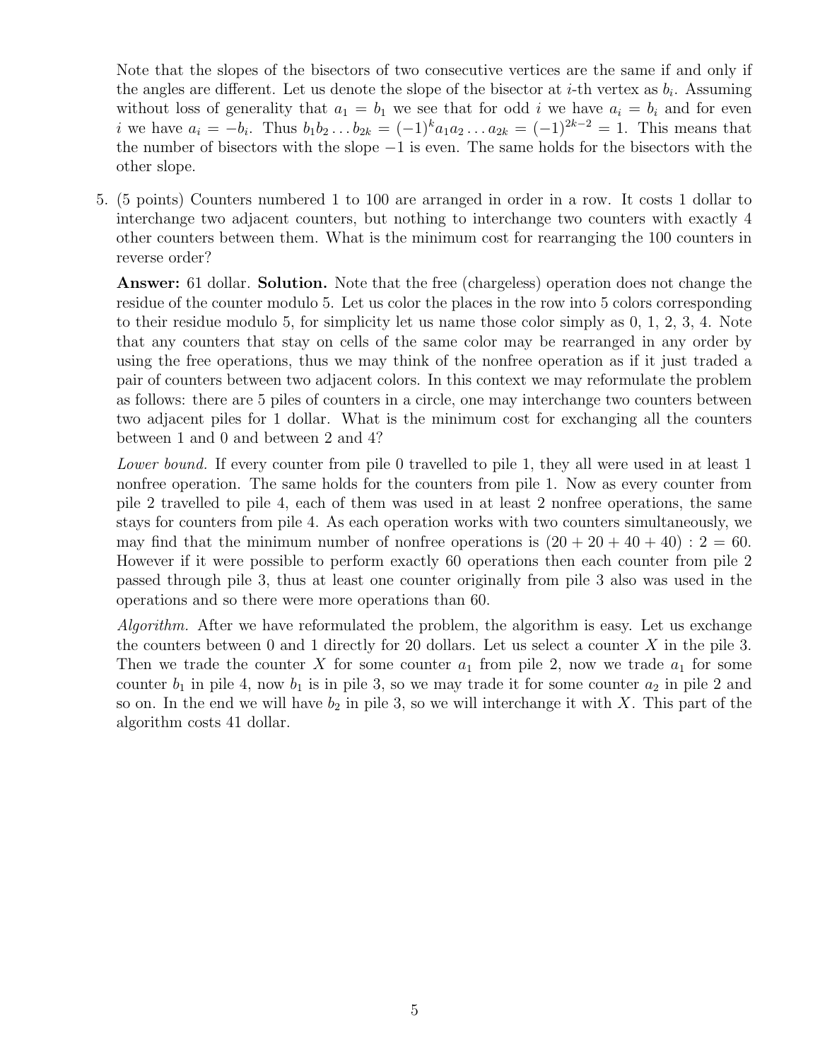Note that the slopes of the bisectors of two consecutive vertices are the same if and only if the angles are different. Let us denote the slope of the bisector at $i$-th vertex as $b_i$. Assuming without loss of generality that $a_1 = b_1$ we see that for odd $i$ we have $a_i = b_i$ and for even $i$ we have $a_i = -b_i$. Thus $b_1 b_2 \dots b_{2k} = (-1)^k a_1 a_2 \dots a_{2k} = (-1)^{2k-2} = 1$. This means that the number of bisectors with the slope $-1$ is even. The same holds for the bisectors with the other slope.

5. (5 points) Counters numbered 1 to 100 are arranged in order in a row. It costs 1 dollar to interchange two adjacent counters, but nothing to interchange two counters with exactly 4 other counters between them. What is the minimum cost for rearranging the 100 counters in reverse order?

   **Answer:** 61 dollar. **Solution.** Note that the free (chargeless) operation does not change the residue of the counter modulo 5. Let us color the places in the row into 5 colors corresponding to their residue modulo 5, for simplicity let us name those color simply as 0, 1, 2, 3, 4. Note that any counters that stay on cells of the same color may be rearranged in any order by using the free operations, thus we may think of the nonfree operation as if it just traded a pair of counters between two adjacent colors. In this context we may reformulate the problem as follows: there are 5 piles of counters in a circle, one may interchange two counters between two adjacent piles for 1 dollar. What is the minimum cost for exchanging all the counters between 1 and 0 and between 2 and 4?

   *Lower bound.* If every counter from pile 0 travelled to pile 1, they all were used in at least 1 nonfree operation. The same holds for the counters from pile 1. Now as every counter from pile 2 travelled to pile 4, each of them was used in at least 2 nonfree operations, the same stays for counters from pile 4. As each operation works with two counters simultaneously, we may find that the minimum number of nonfree operations is $(20 + 20 + 40 + 40) : 2 = 60$. However if it were possible to perform exactly 60 operations then each counter from pile 2 passed through pile 3, thus at least one counter originally from pile 3 also was used in the operations and so there were more operations than 60.

   *Algorithm.* After we have reformulated the problem, the algorithm is easy. Let us exchange the counters between 0 and 1 directly for 20 dollars. Let us select a counter $X$ in the pile 3. Then we trade the counter $X$ for some counter $a_1$ from pile 2, now we trade $a_1$ for some counter $b_1$ in pile 4, now $b_1$ is in pile 3, so we may trade it for some counter $a_2$ in pile 2 and so on. In the end we will have $b_2$ in pile 3, so we will interchange it with $X$. This part of the algorithm costs 41 dollar.